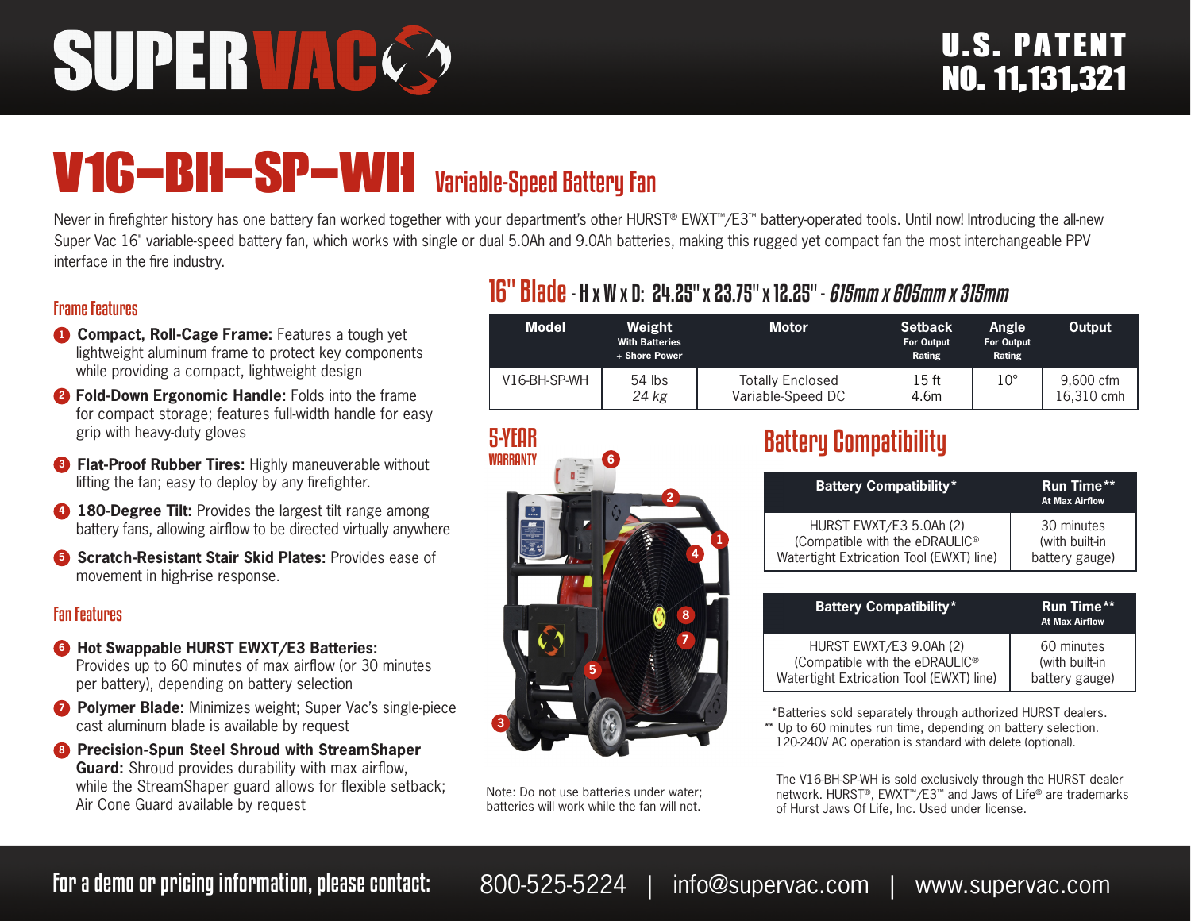# SUPER VAC

**U.S. PATENT NO. 11,131,321**

# V16-BH-SP-WH Variable-Speed Battery Fan

Never in firefighter history has one battery fan worked together with your department's other HURST® EWXT™/E3™ battery-operated tools. Until now! Introducing the all-new Super Vac 16" variable-speed battery fan, which works with single or dual 5.0Ah and 9.0Ah batteries, making this rugged yet compact fan the most interchangeable PPV interface in the fire industry.

## Frame Features

1. **Compact, Roll-Cage Frame:** Features a tough yet lightweight aluminum frame to protect key components while providing a compact, lightweight design
2. **Fold-Down Ergonomic Handle:** Folds into the frame for compact storage; features full-width handle for easy grip with heavy-duty gloves
3. **Flat-Proof Rubber Tires:** Highly maneuverable without lifting the fan; easy to deploy by any firefighter.
4. **180-Degree Tilt:** Provides the largest tilt range among battery fans, allowing airflow to be directed virtually anywhere
5. **Scratch-Resistant Stair Skid Plates:** Provides ease of movement in high-rise response.

## Fan Features

6. **Hot Swappable HURST EWXT/E3 Batteries:** Provides up to 60 minutes of max airflow (or 30 minutes per battery), depending on battery selection
7. **Polymer Blade:** Minimizes weight; Super Vac's single-piece cast aluminum blade is available by request
8. **Precision-Spun Steel Shroud with StreamShaper Guard:** Shroud provides durability with max airflow, while the StreamShaper guard allows for flexible setback; Air Cone Guard available by request

## 16" Blade - H x W x D: 24.25" x 23.75" x 12.25" - *615mm x 605mm x 315mm*

| Model | Weight With Batteries + Shore Power | Motor | Setback For Output Rating | Angle For Output Rating | Output |
|---|---|---|---|---|---|
| V16-BH-SP-WH | 54 lbs *24 kg* | Totally Enclosed Variable-Speed DC | 15 ft 4.6m | 10° | 9,600 cfm 16,310 cmh |

**5-YEAR WARRANTY**

Note: Do not use batteries under water; batteries will work while the fan will not.

## Battery Compatibility

| Battery Compatibility* | Run Time** At Max Airflow |
|---|---|
| HURST EWXT/E3 5.0Ah (2) (Compatible with the eDRAULIC® Watertight Extrication Tool (EWXT) line) | 30 minutes (with built-in battery gauge) |

| Battery Compatibility* | Run Time** At Max Airflow |
|---|---|
| HURST EWXT/E3 9.0Ah (2) (Compatible with the eDRAULIC® Watertight Extrication Tool (EWXT) line) | 60 minutes (with built-in battery gauge) |

*Batteries sold separately through authorized HURST dealers.
** Up to 60 minutes run time, depending on battery selection. 120-240V AC operation is standard with delete (optional).

The V16-BH-SP-WH is sold exclusively through the HURST dealer network. HURST®, EWXT™/E3™ and Jaws of Life® are trademarks of Hurst Jaws Of Life, Inc. Used under license.

**For a demo or pricing information, please contact:** 800-525-5224 | info@supervac.com | www.supervac.com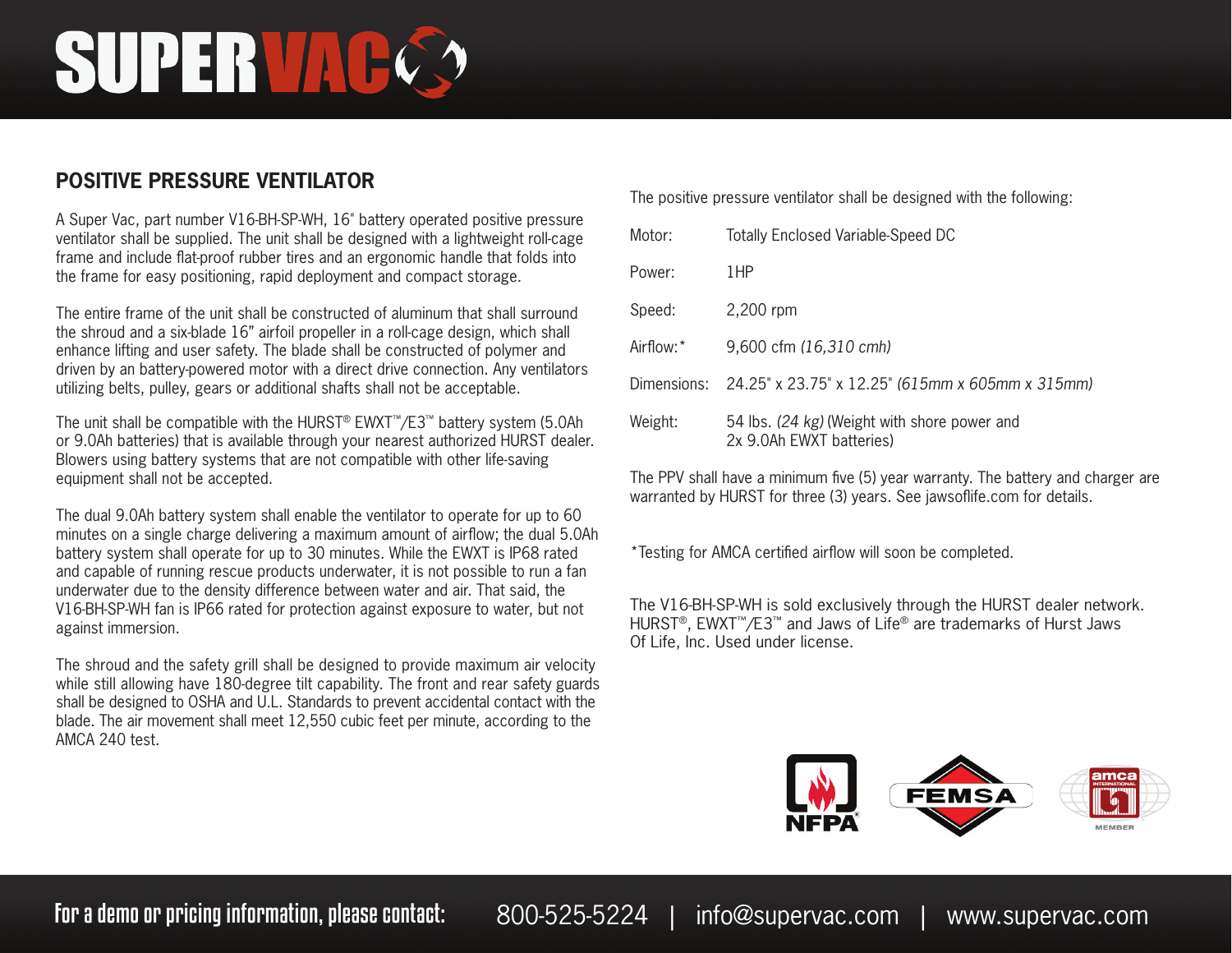# SUPERVAC

## POSITIVE PRESSURE VENTILATOR

A Super Vac, part number V16-BH-SP-WH, 16" battery operated positive pressure ventilator shall be supplied. The unit shall be designed with a lightweight roll-cage frame and include flat-proof rubber tires and an ergonomic handle that folds into the frame for easy positioning, rapid deployment and compact storage.

The entire frame of the unit shall be constructed of aluminum that shall surround the shroud and a six-blade 16" airfoil propeller in a roll-cage design, which shall enhance lifting and user safety. The blade shall be constructed of polymer and driven by an battery-powered motor with a direct drive connection. Any ventilators utilizing belts, pulley, gears or additional shafts shall not be acceptable.

The unit shall be compatible with the HURST® EWXT™/E3™ battery system (5.0Ah or 9.0Ah batteries) that is available through your nearest authorized HURST dealer. Blowers using battery systems that are not compatible with other life-saving equipment shall not be accepted.

The dual 9.0Ah battery system shall enable the ventilator to operate for up to 60 minutes on a single charge delivering a maximum amount of airflow; the dual 5.0Ah battery system shall operate for up to 30 minutes. While the EWXT is IP68 rated and capable of running rescue products underwater, it is not possible to run a fan underwater due to the density difference between water and air. That said, the V16-BH-SP-WH fan is IP66 rated for protection against exposure to water, but not against immersion.

The shroud and the safety grill shall be designed to provide maximum air velocity while still allowing have 180-degree tilt capability. The front and rear safety guards shall be designed to OSHA and U.L. Standards to prevent accidental contact with the blade. The air movement shall meet 12,550 cubic feet per minute, according to the AMCA 240 test.

The positive pressure ventilator shall be designed with the following:

| | |
|---|---|
| Motor: | Totally Enclosed Variable-Speed DC |
| Power: | 1HP |
| Speed: | 2,200 rpm |
| Airflow:* | 9,600 cfm *(16,310 cmh)* |
| Dimensions: | 24.25" x 23.75" x 12.25" *(615mm x 605mm x 315mm)* |
| Weight: | 54 lbs. *(24 kg)* (Weight with shore power and 2x 9.0Ah EWXT batteries) |

The PPV shall have a minimum five (5) year warranty. The battery and charger are warranted by HURST for three (3) years. See jawsoflife.com for details.

*Testing for AMCA certified airflow will soon be completed.

The V16-BH-SP-WH is sold exclusively through the HURST dealer network. HURST®, EWXT™/E3™ and Jaws of Life® are trademarks of Hurst Jaws Of Life, Inc. Used under license.

NFPA FEMSA amca INTERNATIONAL MEMBER

For a demo or pricing information, please contact: 800-525-5224 | info@supervac.com | www.supervac.com